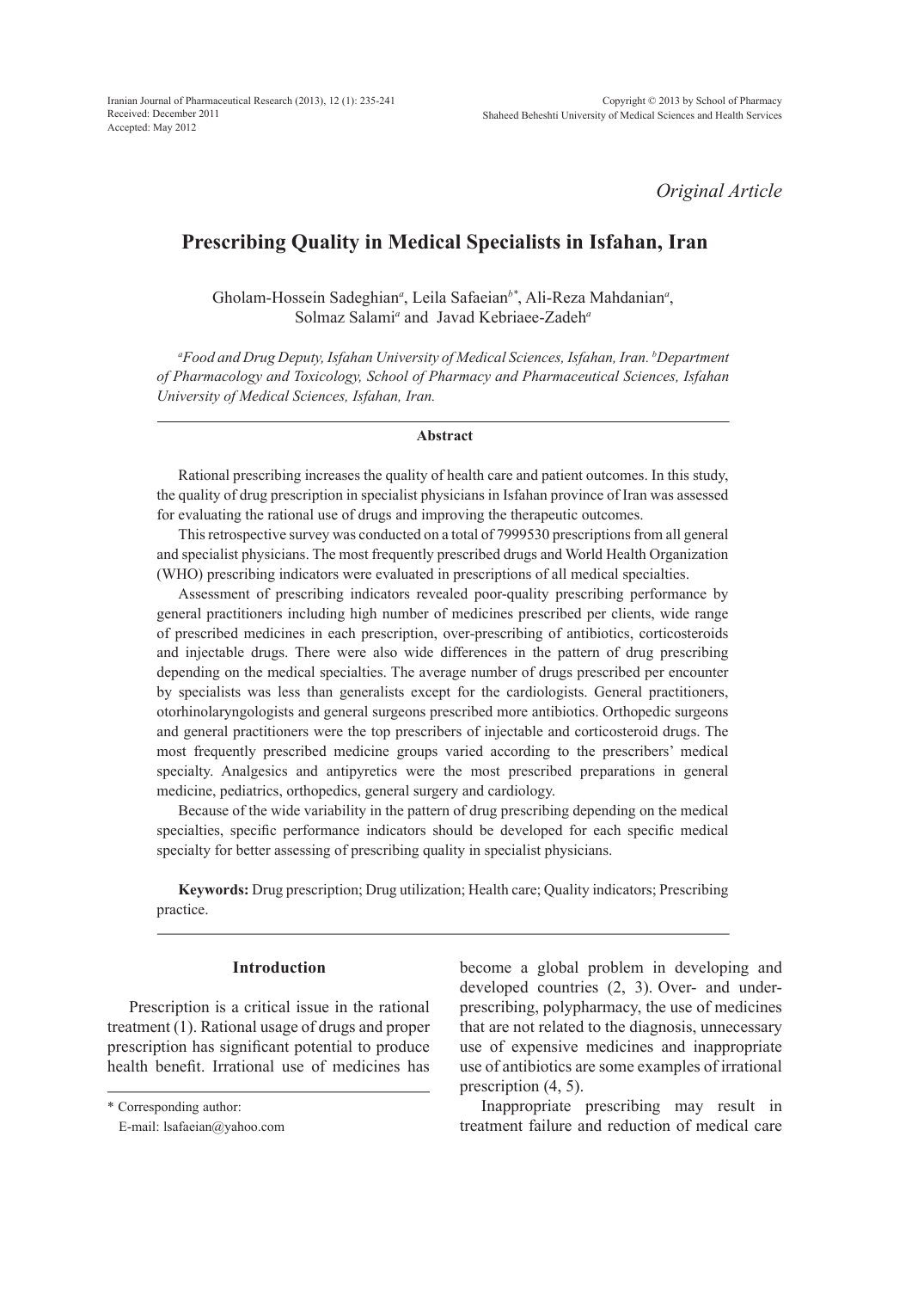*Original Article*

# Prescribing Quality in Medical Specialists in Isfahan, Iran

Gholam-Hossein Sadeghian[a], Leila Safaeian[b*], Ali-Reza Mahdanian[a], Solmaz Salami[a] and Javad Kebriaee-Zadeh[a]

*[a]Food and Drug Deputy, Isfahan University of Medical Sciences, Isfahan, Iran. [b]Department of Pharmacology and Toxicology, School of Pharmacy and Pharmaceutical Sciences, Isfahan University of Medical Sciences, Isfahan, Iran.*

## Abstract

Rational prescribing increases the quality of health care and patient outcomes. In this study, the quality of drug prescription in specialist physicians in Isfahan province of Iran was assessed for evaluating the rational use of drugs and improving the therapeutic outcomes.

This retrospective survey was conducted on a total of 7999530 prescriptions from all general and specialist physicians. The most frequently prescribed drugs and World Health Organization (WHO) prescribing indicators were evaluated in prescriptions of all medical specialties.

Assessment of prescribing indicators revealed poor-quality prescribing performance by general practitioners including high number of medicines prescribed per clients, wide range of prescribed medicines in each prescription, over-prescribing of antibiotics, corticosteroids and injectable drugs. There were also wide differences in the pattern of drug prescribing depending on the medical specialties. The average number of drugs prescribed per encounter by specialists was less than generalists except for the cardiologists. General practitioners, otorhinolaryngologists and general surgeons prescribed more antibiotics. Orthopedic surgeons and general practitioners were the top prescribers of injectable and corticosteroid drugs. The most frequently prescribed medicine groups varied according to the prescribers' medical specialty. Analgesics and antipyretics were the most prescribed preparations in general medicine, pediatrics, orthopedics, general surgery and cardiology.

Because of the wide variability in the pattern of drug prescribing depending on the medical specialties, specific performance indicators should be developed for each specific medical specialty for better assessing of prescribing quality in specialist physicians.

**Keywords:** Drug prescription; Drug utilization; Health care; Quality indicators; Prescribing practice.

## Introduction

Prescription is a critical issue in the rational treatment (1). Rational usage of drugs and proper prescription has significant potential to produce health benefit. Irrational use of medicines has become a global problem in developing and developed countries (2, 3). Over- and under-prescribing, polypharmacy, the use of medicines that are not related to the diagnosis, unnecessary use of expensive medicines and inappropriate use of antibiotics are some examples of irrational prescription (4, 5).

Inappropriate prescribing may result in treatment failure and reduction of medical care

\* Corresponding author:
E-mail: lsafaeian@yahoo.com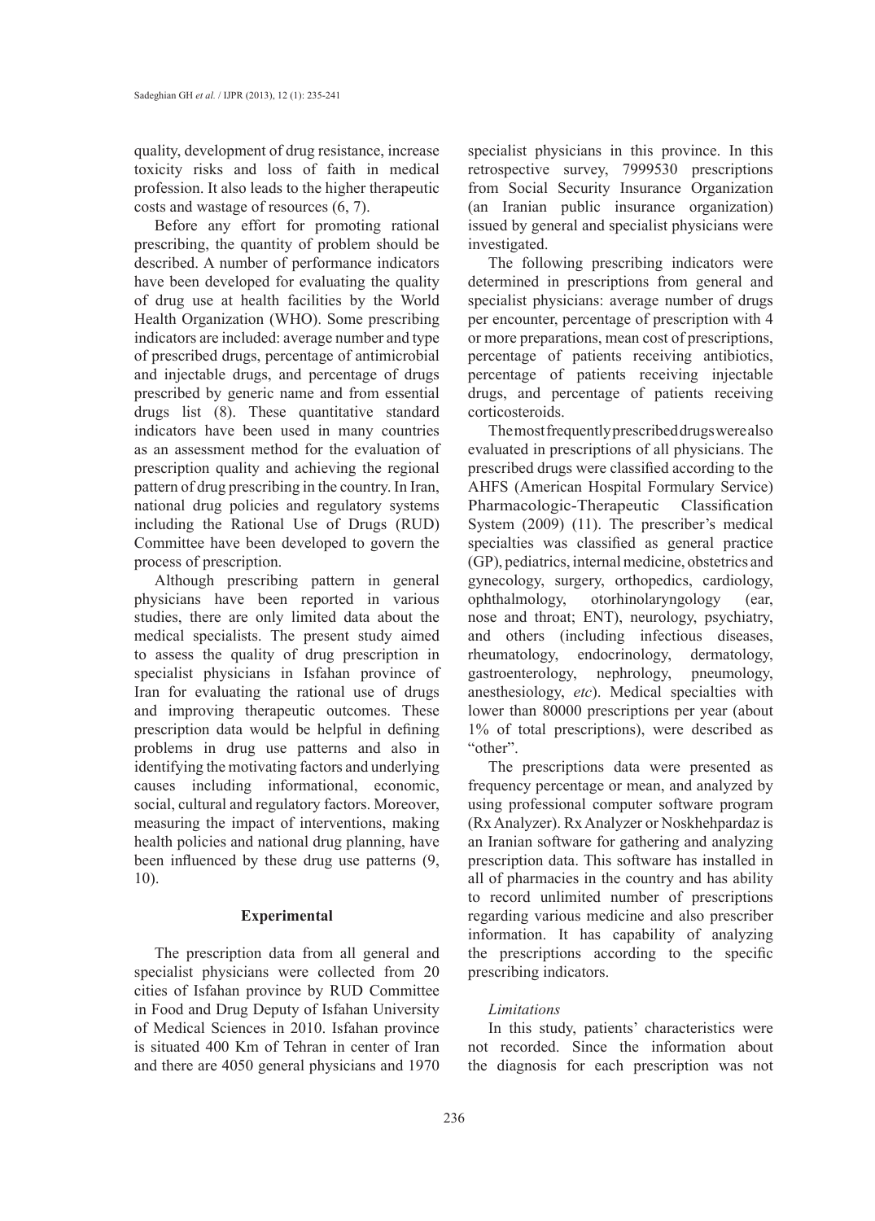quality, development of drug resistance, increase toxicity risks and loss of faith in medical profession. It also leads to the higher therapeutic costs and wastage of resources (6, 7).

Before any effort for promoting rational prescribing, the quantity of problem should be described. A number of performance indicators have been developed for evaluating the quality of drug use at health facilities by the World Health Organization (WHO). Some prescribing indicators are included: average number and type of prescribed drugs, percentage of antimicrobial and injectable drugs, and percentage of drugs prescribed by generic name and from essential drugs list (8). These quantitative standard indicators have been used in many countries as an assessment method for the evaluation of prescription quality and achieving the regional pattern of drug prescribing in the country. In Iran, national drug policies and regulatory systems including the Rational Use of Drugs (RUD) Committee have been developed to govern the process of prescription.

Although prescribing pattern in general physicians have been reported in various studies, there are only limited data about the medical specialists. The present study aimed to assess the quality of drug prescription in specialist physicians in Isfahan province of Iran for evaluating the rational use of drugs and improving therapeutic outcomes. These prescription data would be helpful in defining problems in drug use patterns and also in identifying the motivating factors and underlying causes including informational, economic, social, cultural and regulatory factors. Moreover, measuring the impact of interventions, making health policies and national drug planning, have been influenced by these drug use patterns (9, 10).

## Experimental

The prescription data from all general and specialist physicians were collected from 20 cities of Isfahan province by RUD Committee in Food and Drug Deputy of Isfahan University of Medical Sciences in 2010. Isfahan province is situated 400 Km of Tehran in center of Iran and there are 4050 general physicians and 1970 specialist physicians in this province. In this retrospective survey, 7999530 prescriptions from Social Security Insurance Organization (an Iranian public insurance organization) issued by general and specialist physicians were investigated.

The following prescribing indicators were determined in prescriptions from general and specialist physicians: average number of drugs per encounter, percentage of prescription with 4 or more preparations, mean cost of prescriptions, percentage of patients receiving antibiotics, percentage of patients receiving injectable drugs, and percentage of patients receiving corticosteroids.

The most frequently prescribed drugs were also evaluated in prescriptions of all physicians. The prescribed drugs were classified according to the AHFS (American Hospital Formulary Service) Pharmacologic-Therapeutic Classification System (2009) (11). The prescriber's medical specialties was classified as general practice (GP), pediatrics, internal medicine, obstetrics and gynecology, surgery, orthopedics, cardiology, ophthalmology, otorhinolaryngology (ear, nose and throat; ENT), neurology, psychiatry, and others (including infectious diseases, rheumatology, endocrinology, dermatology, gastroenterology, nephrology, pneumology, anesthesiology, *etc*). Medical specialties with lower than 80000 prescriptions per year (about 1% of total prescriptions), were described as "other".

The prescriptions data were presented as frequency percentage or mean, and analyzed by using professional computer software program (Rx Analyzer). Rx Analyzer or Noskhehpardaz is an Iranian software for gathering and analyzing prescription data. This software has installed in all of pharmacies in the country and has ability to record unlimited number of prescriptions regarding various medicine and also prescriber information. It has capability of analyzing the prescriptions according to the specific prescribing indicators.

### *Limitations*

In this study, patients' characteristics were not recorded. Since the information about the diagnosis for each prescription was not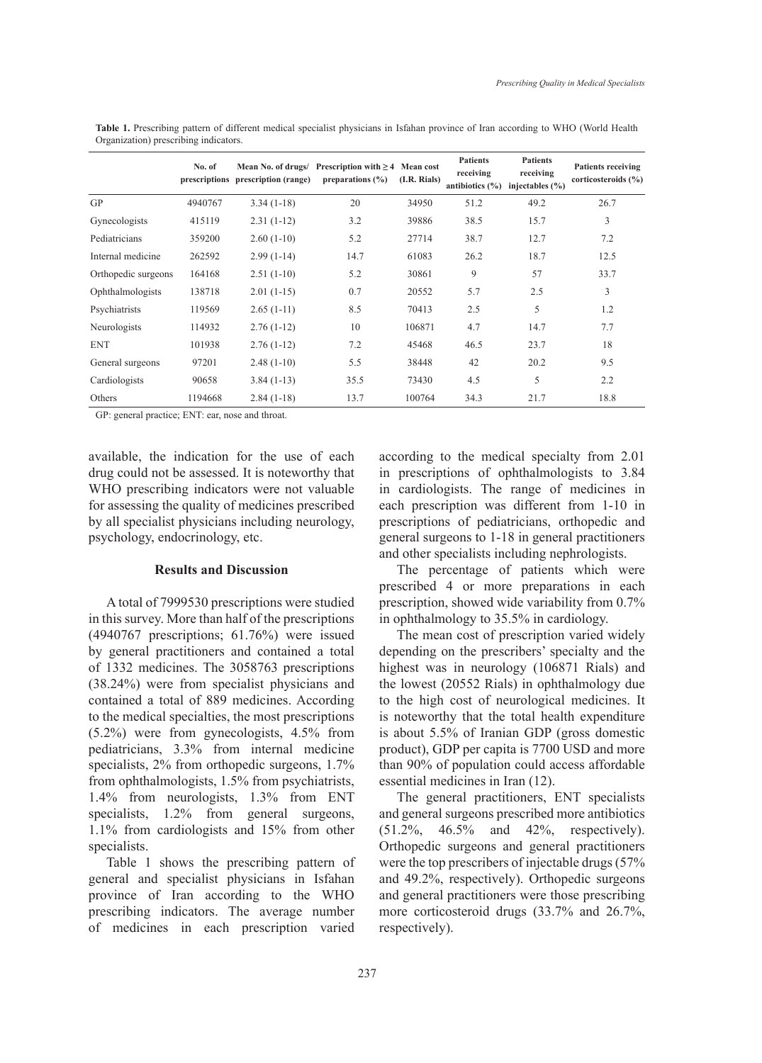**Table 1.** Prescribing pattern of different medical specialist physicians in Isfahan province of Iran according to WHO (World Health Organization) prescribing indicators.

| | No. of prescriptions | Mean No. of drugs/ prescription (range) | Prescription with ≥ 4 preparations (%) | Mean cost (I.R. Rials) | Patients receiving antibiotics (%) | Patients receiving injectables (%) | Patients receiving corticosteroids (%) |
|---|---|---|---|---|---|---|---|
| GP | 4940767 | 3.34 (1-18) | 20 | 34950 | 51.2 | 49.2 | 26.7 |
| Gynecologists | 415119 | 2.31 (1-12) | 3.2 | 39886 | 38.5 | 15.7 | 3 |
| Pediatricians | 359200 | 2.60 (1-10) | 5.2 | 27714 | 38.7 | 12.7 | 7.2 |
| Internal medicine | 262592 | 2.99 (1-14) | 14.7 | 61083 | 26.2 | 18.7 | 12.5 |
| Orthopedic surgeons | 164168 | 2.51 (1-10) | 5.2 | 30861 | 9 | 57 | 33.7 |
| Ophthalmologists | 138718 | 2.01 (1-15) | 0.7 | 20552 | 5.7 | 2.5 | 3 |
| Psychiatrists | 119569 | 2.65 (1-11) | 8.5 | 70413 | 2.5 | 5 | 1.2 |
| Neurologists | 114932 | 2.76 (1-12) | 10 | 106871 | 4.7 | 14.7 | 7.7 |
| ENT | 101938 | 2.76 (1-12) | 7.2 | 45468 | 46.5 | 23.7 | 18 |
| General surgeons | 97201 | 2.48 (1-10) | 5.5 | 38448 | 42 | 20.2 | 9.5 |
| Cardiologists | 90658 | 3.84 (1-13) | 35.5 | 73430 | 4.5 | 5 | 2.2 |
| Others | 1194668 | 2.84 (1-18) | 13.7 | 100764 | 34.3 | 21.7 | 18.8 |

GP: general practice; ENT: ear, nose and throat.

available, the indication for the use of each drug could not be assessed. It is noteworthy that WHO prescribing indicators were not valuable for assessing the quality of medicines prescribed by all specialist physicians including neurology, psychology, endocrinology, etc.

## Results and Discussion

A total of 7999530 prescriptions were studied in this survey. More than half of the prescriptions (4940767 prescriptions; 61.76%) were issued by general practitioners and contained a total of 1332 medicines. The 3058763 prescriptions (38.24%) were from specialist physicians and contained a total of 889 medicines. According to the medical specialties, the most prescriptions (5.2%) were from gynecologists, 4.5% from pediatricians, 3.3% from internal medicine specialists, 2% from orthopedic surgeons, 1.7% from ophthalmologists, 1.5% from psychiatrists, 1.4% from neurologists, 1.3% from ENT specialists, 1.2% from general surgeons, 1.1% from cardiologists and 15% from other specialists.

Table 1 shows the prescribing pattern of general and specialist physicians in Isfahan province of Iran according to the WHO prescribing indicators. The average number of medicines in each prescription varied according to the medical specialty from 2.01 in prescriptions of ophthalmologists to 3.84 in cardiologists. The range of medicines in each prescription was different from 1-10 in prescriptions of pediatricians, orthopedic and general surgeons to 1-18 in general practitioners and other specialists including nephrologists.

The percentage of patients which were prescribed 4 or more preparations in each prescription, showed wide variability from 0.7% in ophthalmology to 35.5% in cardiology.

The mean cost of prescription varied widely depending on the prescribers' specialty and the highest was in neurology (106871 Rials) and the lowest (20552 Rials) in ophthalmology due to the high cost of neurological medicines. It is noteworthy that the total health expenditure is about 5.5% of Iranian GDP (gross domestic product), GDP per capita is 7700 USD and more than 90% of population could access affordable essential medicines in Iran (12).

The general practitioners, ENT specialists and general surgeons prescribed more antibiotics (51.2%, 46.5% and 42%, respectively). Orthopedic surgeons and general practitioners were the top prescribers of injectable drugs (57% and 49.2%, respectively). Orthopedic surgeons and general practitioners were those prescribing more corticosteroid drugs (33.7% and 26.7%, respectively).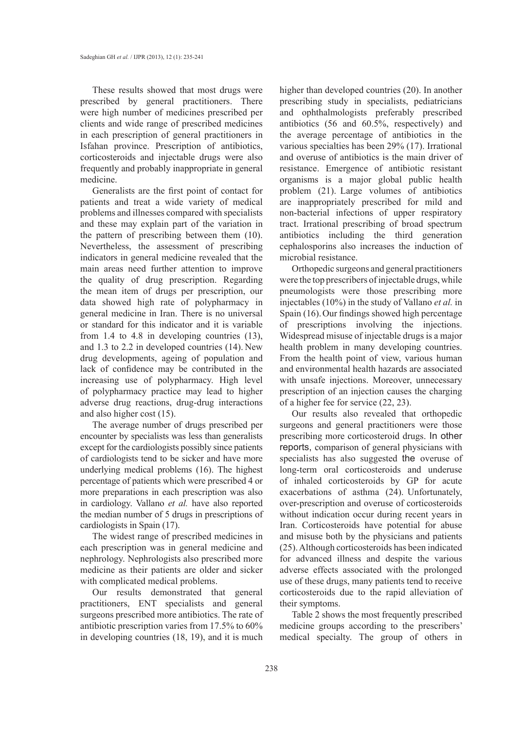These results showed that most drugs were prescribed by general practitioners. There were high number of medicines prescribed per clients and wide range of prescribed medicines in each prescription of general practitioners in Isfahan province. Prescription of antibiotics, corticosteroids and injectable drugs were also frequently and probably inappropriate in general medicine.

Generalists are the first point of contact for patients and treat a wide variety of medical problems and illnesses compared with specialists and these may explain part of the variation in the pattern of prescribing between them (10). Nevertheless, the assessment of prescribing indicators in general medicine revealed that the main areas need further attention to improve the quality of drug prescription. Regarding the mean item of drugs per prescription, our data showed high rate of polypharmacy in general medicine in Iran. There is no universal or standard for this indicator and it is variable from 1.4 to 4.8 in developing countries (13), and 1.3 to 2.2 in developed countries (14). New drug developments, ageing of population and lack of confidence may be contributed in the increasing use of polypharmacy. High level of polypharmacy practice may lead to higher adverse drug reactions, drug-drug interactions and also higher cost (15).

The average number of drugs prescribed per encounter by specialists was less than generalists except for the cardiologists possibly since patients of cardiologists tend to be sicker and have more underlying medical problems (16). The highest percentage of patients which were prescribed 4 or more preparations in each prescription was also in cardiology. Vallano *et al.* have also reported the median number of 5 drugs in prescriptions of cardiologists in Spain (17).

The widest range of prescribed medicines in each prescription was in general medicine and nephrology. Nephrologists also prescribed more medicine as their patients are older and sicker with complicated medical problems.

Our results demonstrated that general practitioners, ENT specialists and general surgeons prescribed more antibiotics. The rate of antibiotic prescription varies from 17.5% to 60% in developing countries (18, 19), and it is much higher than developed countries (20). In another prescribing study in specialists, pediatricians and ophthalmologists preferably prescribed antibiotics (56 and 60.5%, respectively) and the average percentage of antibiotics in the various specialties has been 29% (17). Irrational and overuse of antibiotics is the main driver of resistance. Emergence of antibiotic resistant organisms is a major global public health problem (21). Large volumes of antibiotics are inappropriately prescribed for mild and non-bacterial infections of upper respiratory tract. Irrational prescribing of broad spectrum antibiotics including the third generation cephalosporins also increases the induction of microbial resistance.

Orthopedic surgeons and general practitioners were the top prescribers of injectable drugs, while pneumologists were those prescribing more injectables (10%) in the study of Vallano *et al.* in Spain (16). Our findings showed high percentage of prescriptions involving the injections. Widespread misuse of injectable drugs is a major health problem in many developing countries. From the health point of view, various human and environmental health hazards are associated with unsafe injections. Moreover, unnecessary prescription of an injection causes the charging of a higher fee for service (22, 23).

Our results also revealed that orthopedic surgeons and general practitioners were those prescribing more corticosteroid drugs. In other reports, comparison of general physicians with specialists has also suggested the overuse of long-term oral corticosteroids and underuse of inhaled corticosteroids by GP for acute exacerbations of asthma (24). Unfortunately, over-prescription and overuse of corticosteroids without indication occur during recent years in Iran. Corticosteroids have potential for abuse and misuse both by the physicians and patients (25). Although corticosteroids has been indicated for advanced illness and despite the various adverse effects associated with the prolonged use of these drugs, many patients tend to receive corticosteroids due to the rapid alleviation of their symptoms.

Table 2 shows the most frequently prescribed medicine groups according to the prescribers' medical specialty. The group of others in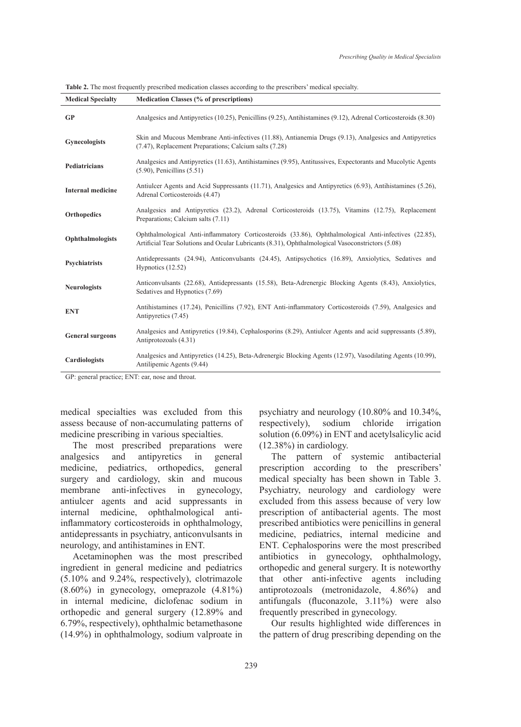**Table 2.** The most frequently prescribed medication classes according to the prescribers' medical specialty.

| Medical Specialty | Medication Classes (% of prescriptions) |
|---|---|
| **GP** | Analgesics and Antipyretics (10.25), Penicillins (9.25), Antihistamines (9.12), Adrenal Corticosteroids (8.30) |
| **Gynecologists** | Skin and Mucous Membrane Anti-infectives (11.88), Antianemia Drugs (9.13), Analgesics and Antipyretics (7.47), Replacement Preparations; Calcium salts (7.28) |
| **Pediatricians** | Analgesics and Antipyretics (11.63), Antihistamines (9.95), Antitussives, Expectorants and Mucolytic Agents (5.90), Penicillins (5.51) |
| **Internal medicine** | Antiulcer Agents and Acid Suppressants (11.71), Analgesics and Antipyretics (6.93), Antihistamines (5.26), Adrenal Corticosteroids (4.47) |
| **Orthopedics** | Analgesics and Antipyretics (23.2), Adrenal Corticosteroids (13.75), Vitamins (12.75), Replacement Preparations; Calcium salts (7.11) |
| **Ophthalmologists** | Ophthalmological Anti-inflammatory Corticosteroids (33.86), Ophthalmological Anti-infectives (22.85), Artificial Tear Solutions and Ocular Lubricants (8.31), Ophthalmological Vasoconstrictors (5.08) |
| **Psychiatrists** | Antidepressants (24.94), Anticonvulsants (24.45), Antipsychotics (16.89), Anxiolytics, Sedatives and Hypnotics (12.52) |
| **Neurologists** | Anticonvulsants (22.68), Antidepressants (15.58), Beta-Adrenergic Blocking Agents (8.43), Anxiolytics, Sedatives and Hypnotics (7.69) |
| **ENT** | Antihistamines (17.24), Penicillins (7.92), ENT Anti-inflammatory Corticosteroids (7.59), Analgesics and Antipyretics (7.45) |
| **General surgeons** | Analgesics and Antipyretics (19.84), Cephalosporins (8.29), Antiulcer Agents and acid suppressants (5.89), Antiprotozoals (4.31) |
| **Cardiologists** | Analgesics and Antipyretics (14.25), Beta-Adrenergic Blocking Agents (12.97), Vasodilating Agents (10.99), Antilipemic Agents (9.44) |

GP: general practice; ENT: ear, nose and throat.

medical specialties was excluded from this assess because of non-accumulating patterns of medicine prescribing in various specialties.

The most prescribed preparations were analgesics and antipyretics in general medicine, pediatrics, orthopedics, general surgery and cardiology, skin and mucous membrane anti-infectives in gynecology, antiulcer agents and acid suppressants in internal medicine, ophthalmological anti-inflammatory corticosteroids in ophthalmology, antidepressants in psychiatry, anticonvulsants in neurology, and antihistamines in ENT.

Acetaminophen was the most prescribed ingredient in general medicine and pediatrics (5.10% and 9.24%, respectively), clotrimazole (8.60%) in gynecology, omeprazole (4.81%) in internal medicine, diclofenac sodium in orthopedic and general surgery (12.89% and 6.79%, respectively), ophthalmic betamethasone (14.9%) in ophthalmology, sodium valproate in psychiatry and neurology (10.80% and 10.34%, respectively), sodium chloride irrigation solution (6.09%) in ENT and acetylsalicylic acid (12.38%) in cardiology.

The pattern of systemic antibacterial prescription according to the prescribers' medical specialty has been shown in Table 3. Psychiatry, neurology and cardiology were excluded from this assess because of very low prescription of antibacterial agents. The most prescribed antibiotics were penicillins in general medicine, pediatrics, internal medicine and ENT. Cephalosporins were the most prescribed antibiotics in gynecology, ophthalmology, orthopedic and general surgery. It is noteworthy that other anti-infective agents including antiprotozoals (metronidazole, 4.86%) and antifungals (fluconazole, 3.11%) were also frequently prescribed in gynecology.

Our results highlighted wide differences in the pattern of drug prescribing depending on the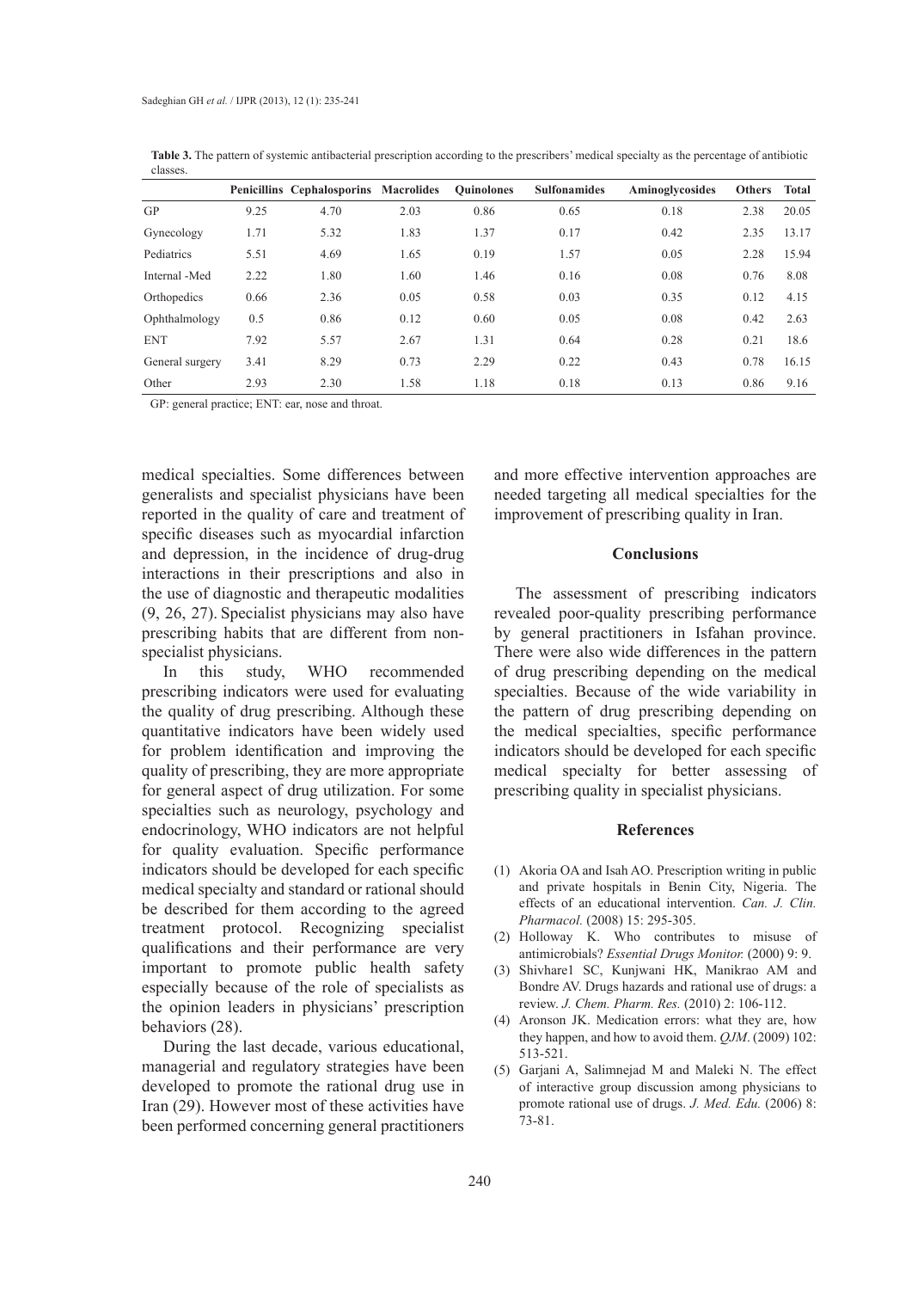**Table 3.** The pattern of systemic antibacterial prescription according to the prescribers' medical specialty as the percentage of antibiotic classes.

| | Penicillins | Cephalosporins | Macrolides | Quinolones | Sulfonamides | Aminoglycosides | Others | Total |
|---|---|---|---|---|---|---|---|---|
| GP | 9.25 | 4.70 | 2.03 | 0.86 | 0.65 | 0.18 | 2.38 | 20.05 |
| Gynecology | 1.71 | 5.32 | 1.83 | 1.37 | 0.17 | 0.42 | 2.35 | 13.17 |
| Pediatrics | 5.51 | 4.69 | 1.65 | 0.19 | 1.57 | 0.05 | 2.28 | 15.94 |
| Internal -Med | 2.22 | 1.80 | 1.60 | 1.46 | 0.16 | 0.08 | 0.76 | 8.08 |
| Orthopedics | 0.66 | 2.36 | 0.05 | 0.58 | 0.03 | 0.35 | 0.12 | 4.15 |
| Ophthalmology | 0.5 | 0.86 | 0.12 | 0.60 | 0.05 | 0.08 | 0.42 | 2.63 |
| ENT | 7.92 | 5.57 | 2.67 | 1.31 | 0.64 | 0.28 | 0.21 | 18.6 |
| General surgery | 3.41 | 8.29 | 0.73 | 2.29 | 0.22 | 0.43 | 0.78 | 16.15 |
| Other | 2.93 | 2.30 | 1.58 | 1.18 | 0.18 | 0.13 | 0.86 | 9.16 |

GP: general practice; ENT: ear, nose and throat.

medical specialties. Some differences between generalists and specialist physicians have been reported in the quality of care and treatment of specific diseases such as myocardial infarction and depression, in the incidence of drug-drug interactions in their prescriptions and also in the use of diagnostic and therapeutic modalities (9, 26, 27). Specialist physicians may also have prescribing habits that are different from non-specialist physicians.

In this study, WHO recommended prescribing indicators were used for evaluating the quality of drug prescribing. Although these quantitative indicators have been widely used for problem identification and improving the quality of prescribing, they are more appropriate for general aspect of drug utilization. For some specialties such as neurology, psychology and endocrinology, WHO indicators are not helpful for quality evaluation. Specific performance indicators should be developed for each specific medical specialty and standard or rational should be described for them according to the agreed treatment protocol. Recognizing specialist qualifications and their performance are very important to promote public health safety especially because of the role of specialists as the opinion leaders in physicians' prescription behaviors (28).

During the last decade, various educational, managerial and regulatory strategies have been developed to promote the rational drug use in Iran (29). However most of these activities have been performed concerning general practitioners and more effective intervention approaches are needed targeting all medical specialties for the improvement of prescribing quality in Iran.

## Conclusions

The assessment of prescribing indicators revealed poor-quality prescribing performance by general practitioners in Isfahan province. There were also wide differences in the pattern of drug prescribing depending on the medical specialties. Because of the wide variability in the pattern of drug prescribing depending on the medical specialties, specific performance indicators should be developed for each specific medical specialty for better assessing of prescribing quality in specialist physicians.

## References

(1) Akoria OA and Isah AO. Prescription writing in public and private hospitals in Benin City, Nigeria. The effects of an educational intervention. *Can. J. Clin. Pharmacol.* (2008) 15: 295-305.

(2) Holloway K. Who contributes to misuse of antimicrobials? *Essential Drugs Monitor.* (2000) 9: 9.

(3) Shivhare1 SC, Kunjwani HK, Manikrao AM and Bondre AV. Drugs hazards and rational use of drugs: a review. *J. Chem. Pharm. Res.* (2010) 2: 106-112.

(4) Aronson JK. Medication errors: what they are, how they happen, and how to avoid them. *QJM*. (2009) 102: 513-521.

(5) Garjani A, Salimnejad M and Maleki N. The effect of interactive group discussion among physicians to promote rational use of drugs. *J. Med. Edu.* (2006) 8: 73-81.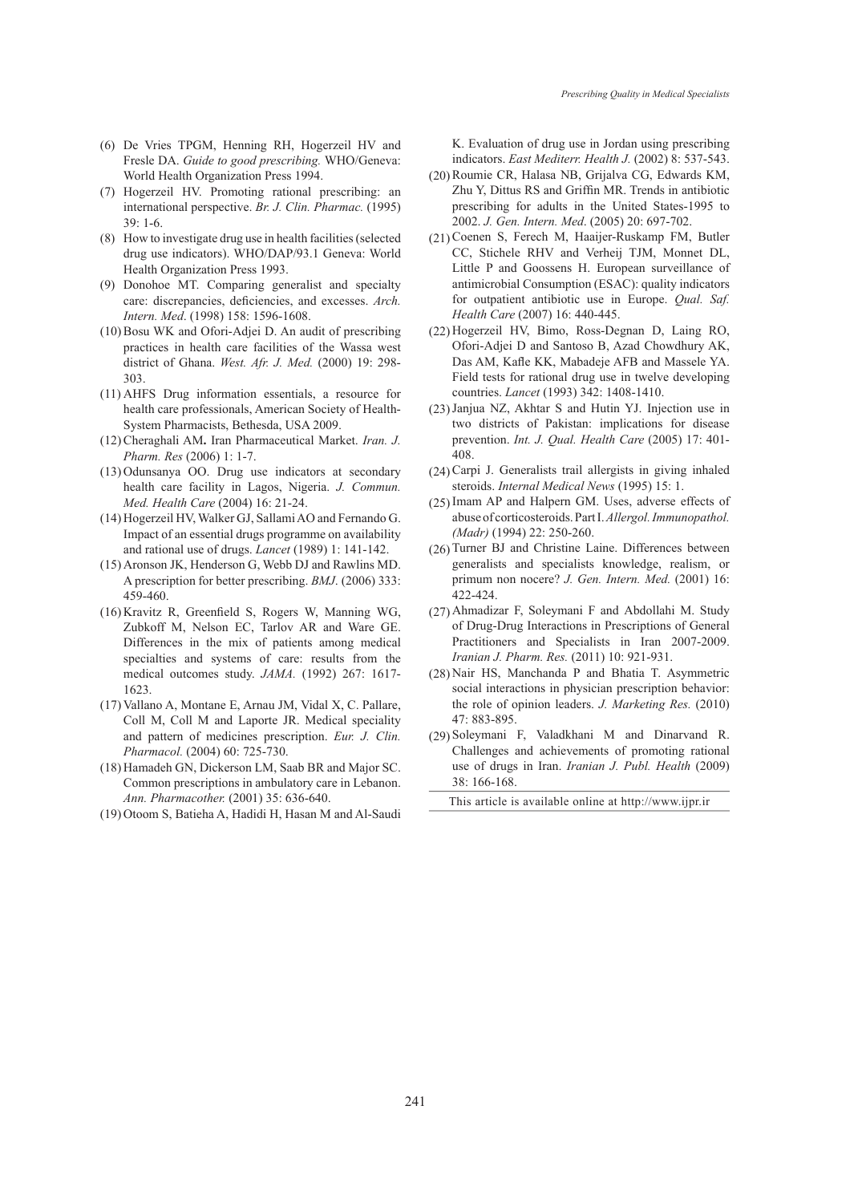(6) De Vries TPGM, Henning RH, Hogerzeil HV and Fresle DA. *Guide to good prescribing.* WHO/Geneva: World Health Organization Press 1994.

(7) Hogerzeil HV. Promoting rational prescribing: an international perspective. *Br. J. Clin. Pharmac.* (1995) 39: 1-6.

(8) How to investigate drug use in health facilities (selected drug use indicators). WHO/DAP/93.1 Geneva: World Health Organization Press 1993.

(9) Donohoe MT. Comparing generalist and specialty care: discrepancies, deficiencies, and excesses. *Arch. Intern. Med*. (1998) 158: 1596-1608.

(10) Bosu WK and Ofori-Adjei D. An audit of prescribing practices in health care facilities of the Wassa west district of Ghana. *West. Afr. J. Med.* (2000) 19: 298-303.

(11) AHFS Drug information essentials, a resource for health care professionals, American Society of Health-System Pharmacists, Bethesda, USA 2009.

(12) Cheraghali AM**.** Iran Pharmaceutical Market. *Iran. J. Pharm. Res* (2006) 1: 1-7.

(13) Odunsanya OO. Drug use indicators at secondary health care facility in Lagos, Nigeria. *J. Commun. Med. Health Care* (2004) 16: 21-24.

(14) Hogerzeil HV, Walker GJ, Sallami AO and Fernando G. Impact of an essential drugs programme on availability and rational use of drugs. *Lancet* (1989) 1: 141-142.

(15) Aronson JK, Henderson G, Webb DJ and Rawlins MD. A prescription for better prescribing. *BMJ*. (2006) 333: 459-460.

(16) Kravitz R, Greenfield S, Rogers W, Manning WG, Zubkoff M, Nelson EC, Tarlov AR and Ware GE. Differences in the mix of patients among medical specialties and systems of care: results from the medical outcomes study. *JAMA.* (1992) 267: 1617-1623.

(17) Vallano A, Montane E, Arnau JM, Vidal X, C. Pallare, Coll M, Coll M and Laporte JR. Medical speciality and pattern of medicines prescription. *Eur. J. Clin. Pharmacol.* (2004) 60: 725-730.

(18) Hamadeh GN, Dickerson LM, Saab BR and Major SC. Common prescriptions in ambulatory care in Lebanon. *Ann. Pharmacother.* (2001) 35: 636-640.

(19) Otoom S, Batieha A, Hadidi H, Hasan M and Al-Saudi K. Evaluation of drug use in Jordan using prescribing indicators. *East Mediterr. Health J*. (2002) 8: 537-543.

(20) Roumie CR, Halasa NB, Grijalva CG, Edwards KM, Zhu Y, Dittus RS and Griffin MR. Trends in antibiotic prescribing for adults in the United States-1995 to 2002. *J. Gen. Intern. Med*. (2005) 20: 697-702.

(21) Coenen S, Ferech M, Haaijer-Ruskamp FM, Butler CC, Stichele RHV and Verheij TJM, Monnet DL, Little P and Goossens H. European surveillance of antimicrobial Consumption (ESAC): quality indicators for outpatient antibiotic use in Europe. *Qual. Saf. Health Care* (2007) 16: 440-445.

(22) Hogerzeil HV, Bimo, Ross-Degnan D, Laing RO, Ofori-Adjei D and Santoso B, Azad Chowdhury AK, Das AM, Kafle KK, Mabadeje AFB and Massele YA. Field tests for rational drug use in twelve developing countries. *Lancet* (1993) 342: 1408-1410.

(23) Janjua NZ, Akhtar S and Hutin YJ. Injection use in two districts of Pakistan: implications for disease prevention. *Int. J. Qual. Health Care* (2005) 17: 401-408.

(24) Carpi J. Generalists trail allergists in giving inhaled steroids. *Internal Medical News* (1995) 15: 1.

(25) Imam AP and Halpern GM. Uses, adverse effects of abuse of corticosteroids. Part I. *Allergol. Immunopathol. (Madr)* (1994) 22: 250-260.

(26) Turner BJ and Christine Laine. Differences between generalists and specialists knowledge, realism, or primum non nocere? *J. Gen. Intern. Med.* (2001) 16: 422-424.

(27) Ahmadizar F, Soleymani F and Abdollahi M. Study of Drug-Drug Interactions in Prescriptions of General Practitioners and Specialists in Iran 2007-2009. *Iranian J. Pharm. Res.* (2011) 10: 921-931.

(28) Nair HS, Manchanda P and Bhatia T. Asymmetric social interactions in physician prescription behavior: the role of opinion leaders. *J. Marketing Res.* (2010) 47: 883-895.

(29) Soleymani F, Valadkhani M and Dinarvand R. Challenges and achievements of promoting rational use of drugs in Iran. *Iranian J. Publ. Health* (2009) 38: 166-168.

This article is available online at http://www.ijpr.ir